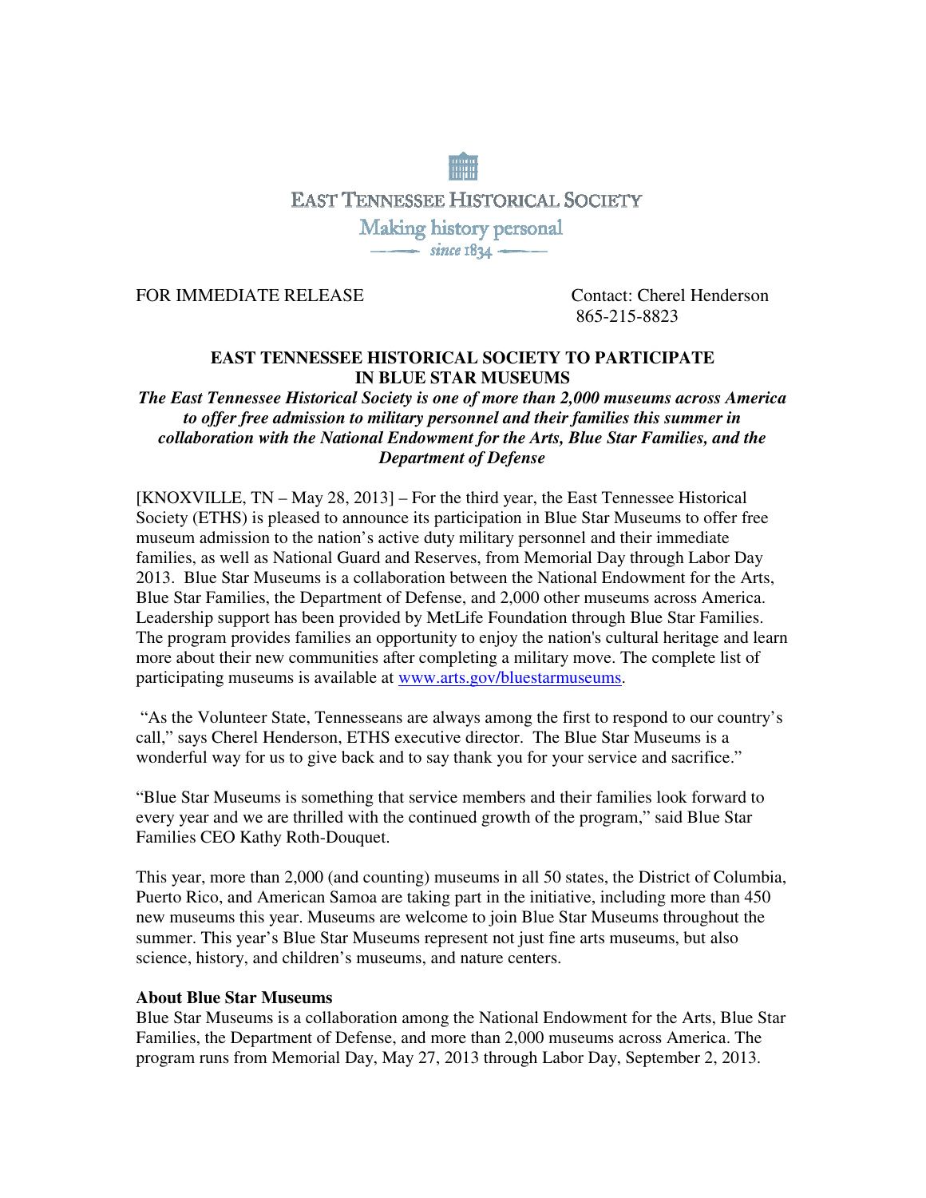EAST TENNESSEE HISTORICAL SOCIETY

Making history personal

since 1834

FOR IMMEDIATE RELEASE

Contact: Cherel Henderson
865-215-8823

**EAST TENNESSEE HISTORICAL SOCIETY TO PARTICIPATE IN BLUE STAR MUSEUMS**

***The East Tennessee Historical Society is one of more than 2,000 museums across America to offer free admission to military personnel and their families this summer in collaboration with the National Endowment for the Arts, Blue Star Families, and the Department of Defense***

[KNOXVILLE, TN – May 28, 2013] – For the third year, the East Tennessee Historical Society (ETHS) is pleased to announce its participation in Blue Star Museums to offer free museum admission to the nation's active duty military personnel and their immediate families, as well as National Guard and Reserves, from Memorial Day through Labor Day 2013. Blue Star Museums is a collaboration between the National Endowment for the Arts, Blue Star Families, the Department of Defense, and 2,000 other museums across America. Leadership support has been provided by MetLife Foundation through Blue Star Families. The program provides families an opportunity to enjoy the nation's cultural heritage and learn more about their new communities after completing a military move. The complete list of participating museums is available at www.arts.gov/bluestarmuseums.

"As the Volunteer State, Tennesseans are always among the first to respond to our country's call," says Cherel Henderson, ETHS executive director. The Blue Star Museums is a wonderful way for us to give back and to say thank you for your service and sacrifice."

"Blue Star Museums is something that service members and their families look forward to every year and we are thrilled with the continued growth of the program," said Blue Star Families CEO Kathy Roth-Douquet.

This year, more than 2,000 (and counting) museums in all 50 states, the District of Columbia, Puerto Rico, and American Samoa are taking part in the initiative, including more than 450 new museums this year. Museums are welcome to join Blue Star Museums throughout the summer. This year's Blue Star Museums represent not just fine arts museums, but also science, history, and children's museums, and nature centers.

**About Blue Star Museums**

Blue Star Museums is a collaboration among the National Endowment for the Arts, Blue Star Families, the Department of Defense, and more than 2,000 museums across America. The program runs from Memorial Day, May 27, 2013 through Labor Day, September 2, 2013.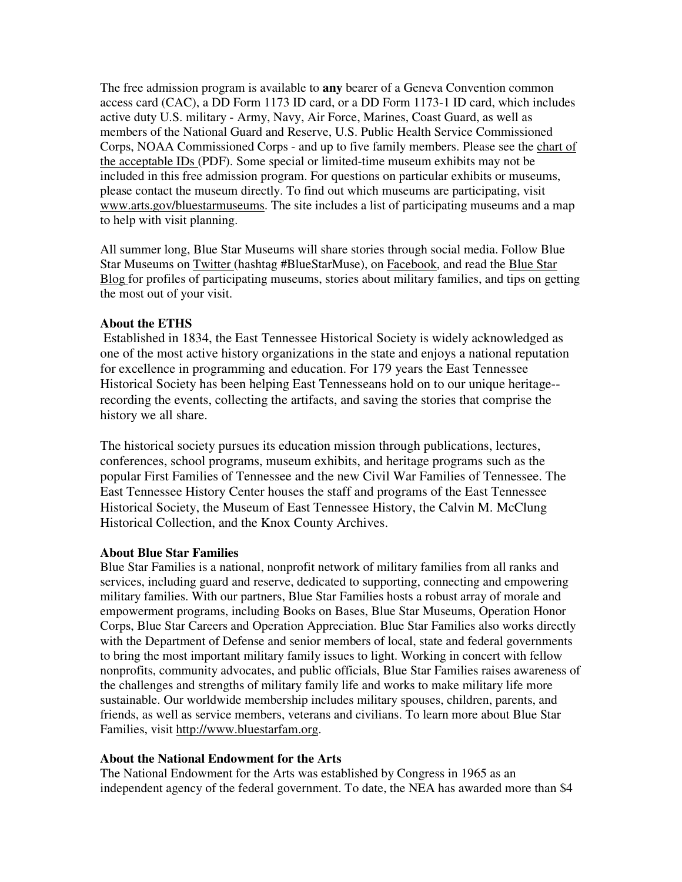The free admission program is available to **any** bearer of a Geneva Convention common access card (CAC), a DD Form 1173 ID card, or a DD Form 1173-1 ID card, which includes active duty U.S. military - Army, Navy, Air Force, Marines, Coast Guard, as well as members of the National Guard and Reserve, U.S. Public Health Service Commissioned Corps, NOAA Commissioned Corps - and up to five family members. Please see the chart of the acceptable IDs (PDF). Some special or limited-time museum exhibits may not be included in this free admission program. For questions on particular exhibits or museums, please contact the museum directly. To find out which museums are participating, visit www.arts.gov/bluestarmuseums. The site includes a list of participating museums and a map to help with visit planning.

All summer long, Blue Star Museums will share stories through social media. Follow Blue Star Museums on Twitter (hashtag #BlueStarMuse), on Facebook, and read the Blue Star Blog for profiles of participating museums, stories about military families, and tips on getting the most out of your visit.

**About the ETHS**

Established in 1834, the East Tennessee Historical Society is widely acknowledged as one of the most active history organizations in the state and enjoys a national reputation for excellence in programming and education. For 179 years the East Tennessee Historical Society has been helping East Tennesseans hold on to our unique heritage--recording the events, collecting the artifacts, and saving the stories that comprise the history we all share.

The historical society pursues its education mission through publications, lectures, conferences, school programs, museum exhibits, and heritage programs such as the popular First Families of Tennessee and the new Civil War Families of Tennessee. The East Tennessee History Center houses the staff and programs of the East Tennessee Historical Society, the Museum of East Tennessee History, the Calvin M. McClung Historical Collection, and the Knox County Archives.

**About Blue Star Families**

Blue Star Families is a national, nonprofit network of military families from all ranks and services, including guard and reserve, dedicated to supporting, connecting and empowering military families. With our partners, Blue Star Families hosts a robust array of morale and empowerment programs, including Books on Bases, Blue Star Museums, Operation Honor Corps, Blue Star Careers and Operation Appreciation. Blue Star Families also works directly with the Department of Defense and senior members of local, state and federal governments to bring the most important military family issues to light. Working in concert with fellow nonprofits, community advocates, and public officials, Blue Star Families raises awareness of the challenges and strengths of military family life and works to make military life more sustainable. Our worldwide membership includes military spouses, children, parents, and friends, as well as service members, veterans and civilians. To learn more about Blue Star Families, visit http://www.bluestarfam.org.

**About the National Endowment for the Arts**

The National Endowment for the Arts was established by Congress in 1965 as an independent agency of the federal government. To date, the NEA has awarded more than $4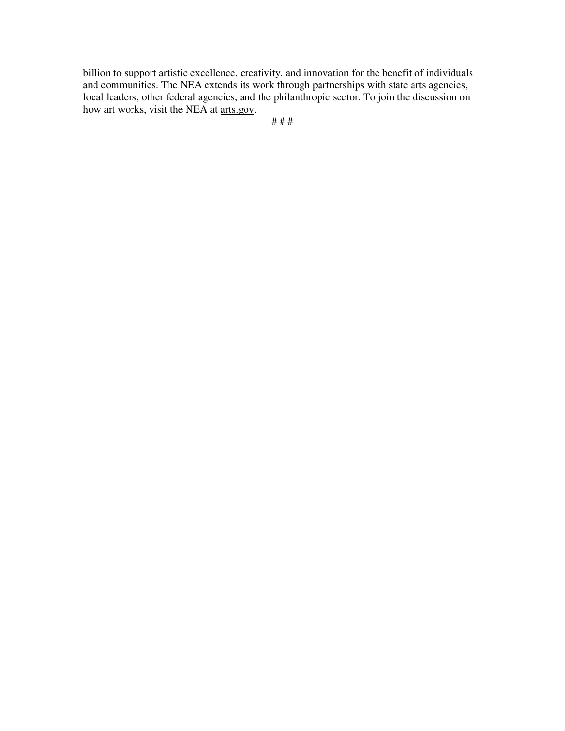billion to support artistic excellence, creativity, and innovation for the benefit of individuals and communities. The NEA extends its work through partnerships with state arts agencies, local leaders, other federal agencies, and the philanthropic sector. To join the discussion on how art works, visit the NEA at arts.gov.

# # #